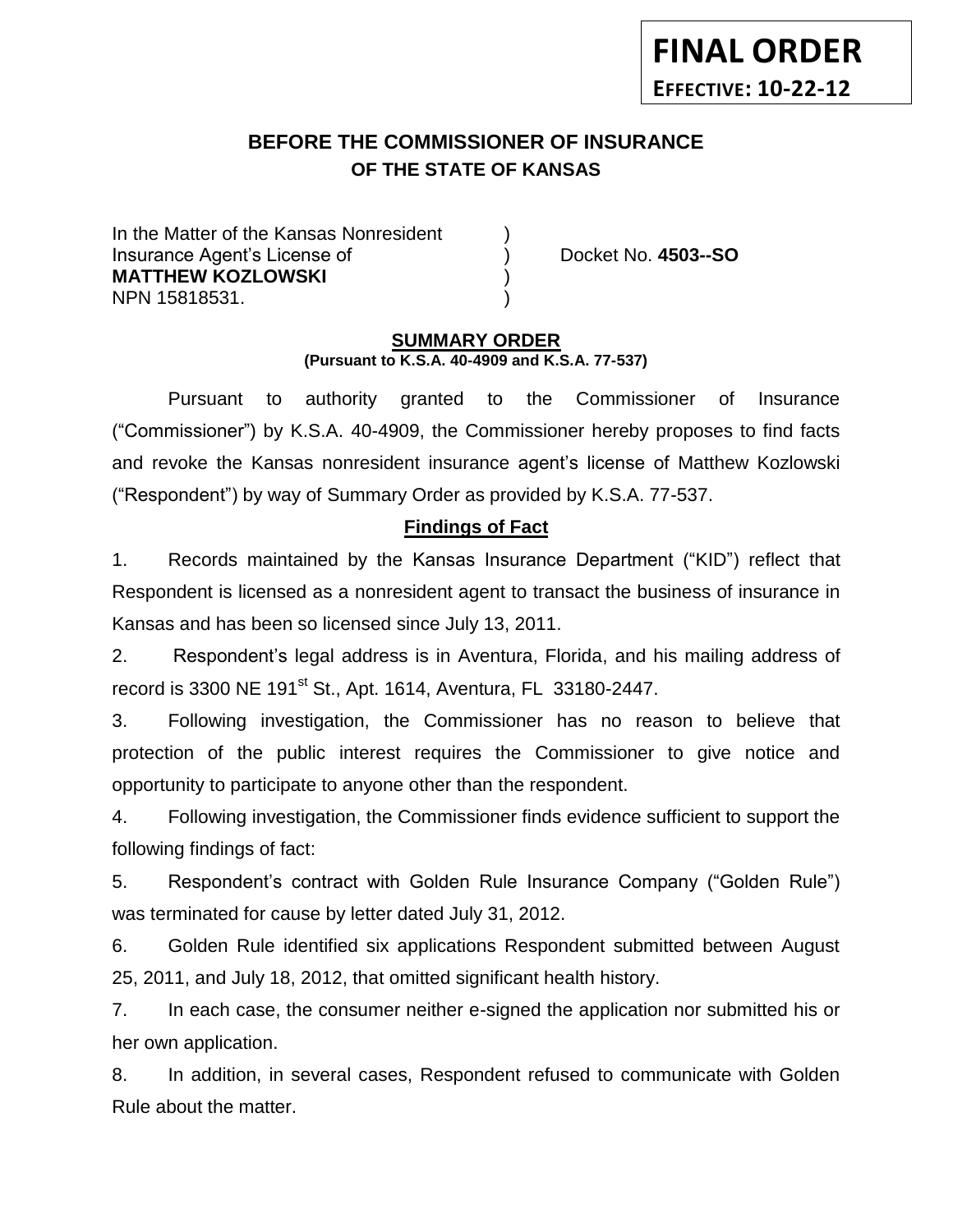**FINAL ORDER**
**EFFECTIVE: 10-22-12**

# BEFORE THE COMMISSIONER OF INSURANCE
## OF THE STATE OF KANSAS

In the Matter of the Kansas Nonresident )
Insurance Agent's License of ) Docket No. **4503--SO**
**MATTHEW KOZLOWSKI** )
NPN 15818531. )

**SUMMARY ORDER**
**(Pursuant to K.S.A. 40-4909 and K.S.A. 77-537)**

Pursuant to authority granted to the Commissioner of Insurance ("Commissioner") by K.S.A. 40-4909, the Commissioner hereby proposes to find facts and revoke the Kansas nonresident insurance agent's license of Matthew Kozlowski ("Respondent") by way of Summary Order as provided by K.S.A. 77-537.

**Findings of Fact**

1. Records maintained by the Kansas Insurance Department ("KID") reflect that Respondent is licensed as a nonresident agent to transact the business of insurance in Kansas and has been so licensed since July 13, 2011.

2. Respondent's legal address is in Aventura, Florida, and his mailing address of record is 3300 NE 191st St., Apt. 1614, Aventura, FL 33180-2447.

3. Following investigation, the Commissioner has no reason to believe that protection of the public interest requires the Commissioner to give notice and opportunity to participate to anyone other than the respondent.

4. Following investigation, the Commissioner finds evidence sufficient to support the following findings of fact:

5. Respondent's contract with Golden Rule Insurance Company ("Golden Rule") was terminated for cause by letter dated July 31, 2012.

6. Golden Rule identified six applications Respondent submitted between August 25, 2011, and July 18, 2012, that omitted significant health history.

7. In each case, the consumer neither e-signed the application nor submitted his or her own application.

8. In addition, in several cases, Respondent refused to communicate with Golden Rule about the matter.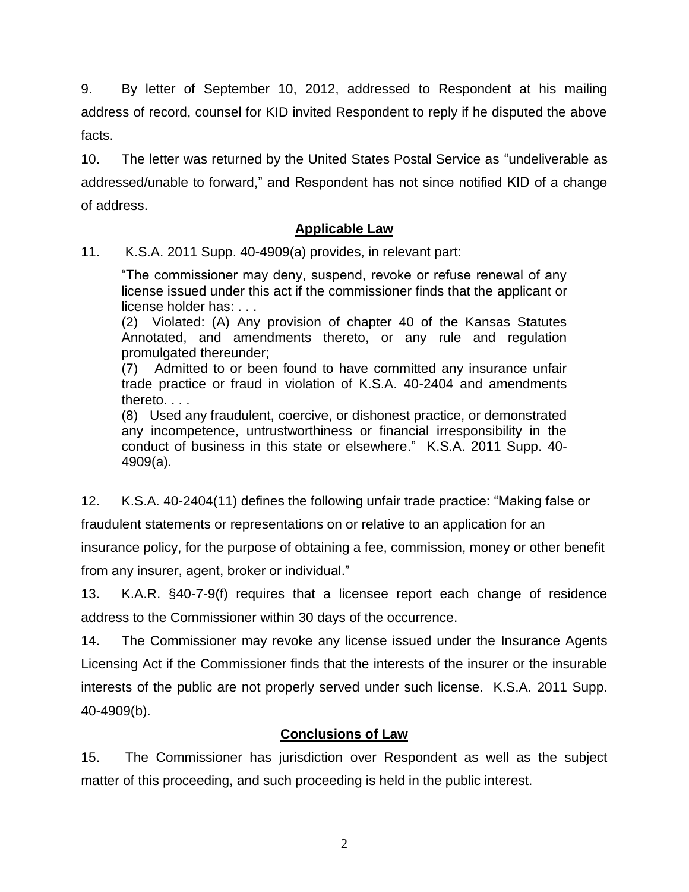9. By letter of September 10, 2012, addressed to Respondent at his mailing address of record, counsel for KID invited Respondent to reply if he disputed the above facts.

10. The letter was returned by the United States Postal Service as "undeliverable as addressed/unable to forward," and Respondent has not since notified KID of a change of address.

## Applicable Law

11. K.S.A. 2011 Supp. 40-4909(a) provides, in relevant part:

> "The commissioner may deny, suspend, revoke or refuse renewal of any license issued under this act if the commissioner finds that the applicant or license holder has: . . .
>
> (2) Violated: (A) Any provision of chapter 40 of the Kansas Statutes Annotated, and amendments thereto, or any rule and regulation promulgated thereunder;
>
> (7) Admitted to or been found to have committed any insurance unfair trade practice or fraud in violation of K.S.A. 40-2404 and amendments thereto. . . .
>
> (8) Used any fraudulent, coercive, or dishonest practice, or demonstrated any incompetence, untrustworthiness or financial irresponsibility in the conduct of business in this state or elsewhere." K.S.A. 2011 Supp. 40-4909(a).

12. K.S.A. 40-2404(11) defines the following unfair trade practice: "Making false or fraudulent statements or representations on or relative to an application for an insurance policy, for the purpose of obtaining a fee, commission, money or other benefit from any insurer, agent, broker or individual."

13. K.A.R. §40-7-9(f) requires that a licensee report each change of residence address to the Commissioner within 30 days of the occurrence.

14. The Commissioner may revoke any license issued under the Insurance Agents Licensing Act if the Commissioner finds that the interests of the insurer or the insurable interests of the public are not properly served under such license. K.S.A. 2011 Supp. 40-4909(b).

## Conclusions of Law

15. The Commissioner has jurisdiction over Respondent as well as the subject matter of this proceeding, and such proceeding is held in the public interest.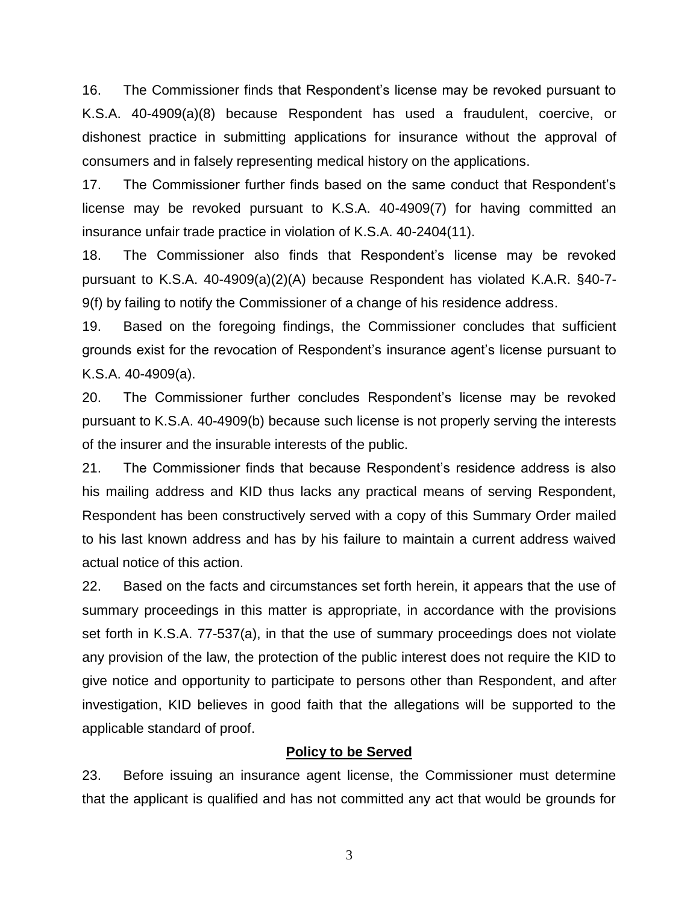16. The Commissioner finds that Respondent's license may be revoked pursuant to K.S.A. 40-4909(a)(8) because Respondent has used a fraudulent, coercive, or dishonest practice in submitting applications for insurance without the approval of consumers and in falsely representing medical history on the applications.

17. The Commissioner further finds based on the same conduct that Respondent's license may be revoked pursuant to K.S.A. 40-4909(7) for having committed an insurance unfair trade practice in violation of K.S.A. 40-2404(11).

18. The Commissioner also finds that Respondent's license may be revoked pursuant to K.S.A. 40-4909(a)(2)(A) because Respondent has violated K.A.R. §40-7-9(f) by failing to notify the Commissioner of a change of his residence address.

19. Based on the foregoing findings, the Commissioner concludes that sufficient grounds exist for the revocation of Respondent's insurance agent's license pursuant to K.S.A. 40-4909(a).

20. The Commissioner further concludes Respondent's license may be revoked pursuant to K.S.A. 40-4909(b) because such license is not properly serving the interests of the insurer and the insurable interests of the public.

21. The Commissioner finds that because Respondent's residence address is also his mailing address and KID thus lacks any practical means of serving Respondent, Respondent has been constructively served with a copy of this Summary Order mailed to his last known address and has by his failure to maintain a current address waived actual notice of this action.

22. Based on the facts and circumstances set forth herein, it appears that the use of summary proceedings in this matter is appropriate, in accordance with the provisions set forth in K.S.A. 77-537(a), in that the use of summary proceedings does not violate any provision of the law, the protection of the public interest does not require the KID to give notice and opportunity to participate to persons other than Respondent, and after investigation, KID believes in good faith that the allegations will be supported to the applicable standard of proof.

**Policy to be Served**

23. Before issuing an insurance agent license, the Commissioner must determine that the applicant is qualified and has not committed any act that would be grounds for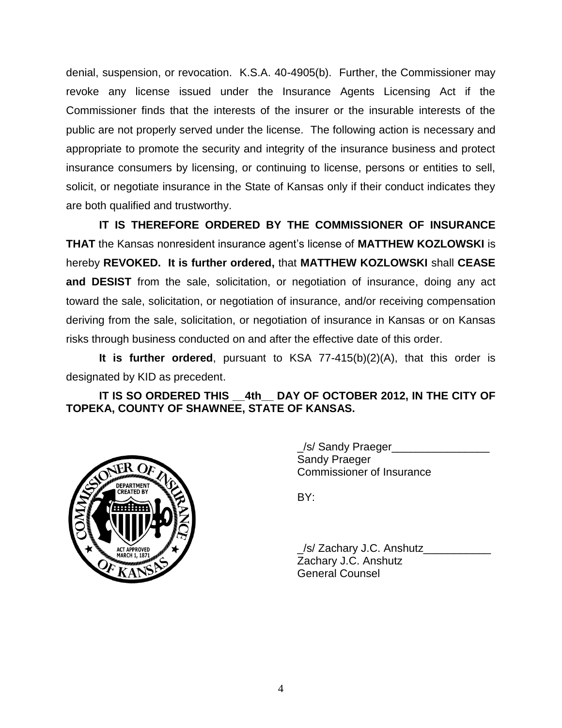denial, suspension, or revocation. K.S.A. 40-4905(b). Further, the Commissioner may revoke any license issued under the Insurance Agents Licensing Act if the Commissioner finds that the interests of the insurer or the insurable interests of the public are not properly served under the license. The following action is necessary and appropriate to promote the security and integrity of the insurance business and protect insurance consumers by licensing, or continuing to license, persons or entities to sell, solicit, or negotiate insurance in the State of Kansas only if their conduct indicates they are both qualified and trustworthy.

**IT IS THEREFORE ORDERED BY THE COMMISSIONER OF INSURANCE THAT** the Kansas nonresident insurance agent's license of **MATTHEW KOZLOWSKI** is hereby **REVOKED. It is further ordered,** that **MATTHEW KOZLOWSKI** shall **CEASE and DESIST** from the sale, solicitation, or negotiation of insurance, doing any act toward the sale, solicitation, or negotiation of insurance, and/or receiving compensation deriving from the sale, solicitation, or negotiation of insurance in Kansas or on Kansas risks through business conducted on and after the effective date of this order.

**It is further ordered**, pursuant to KSA 77-415(b)(2)(A), that this order is designated by KID as precedent.

**IT IS SO ORDERED THIS __4th__ DAY OF OCTOBER 2012, IN THE CITY OF TOPEKA, COUNTY OF SHAWNEE, STATE OF KANSAS.**

_/s/ Sandy Praeger________________
Sandy Praeger
Commissioner of Insurance

BY:

_/s/ Zachary J.C. Anshutz___________
Zachary J.C. Anshutz
General Counsel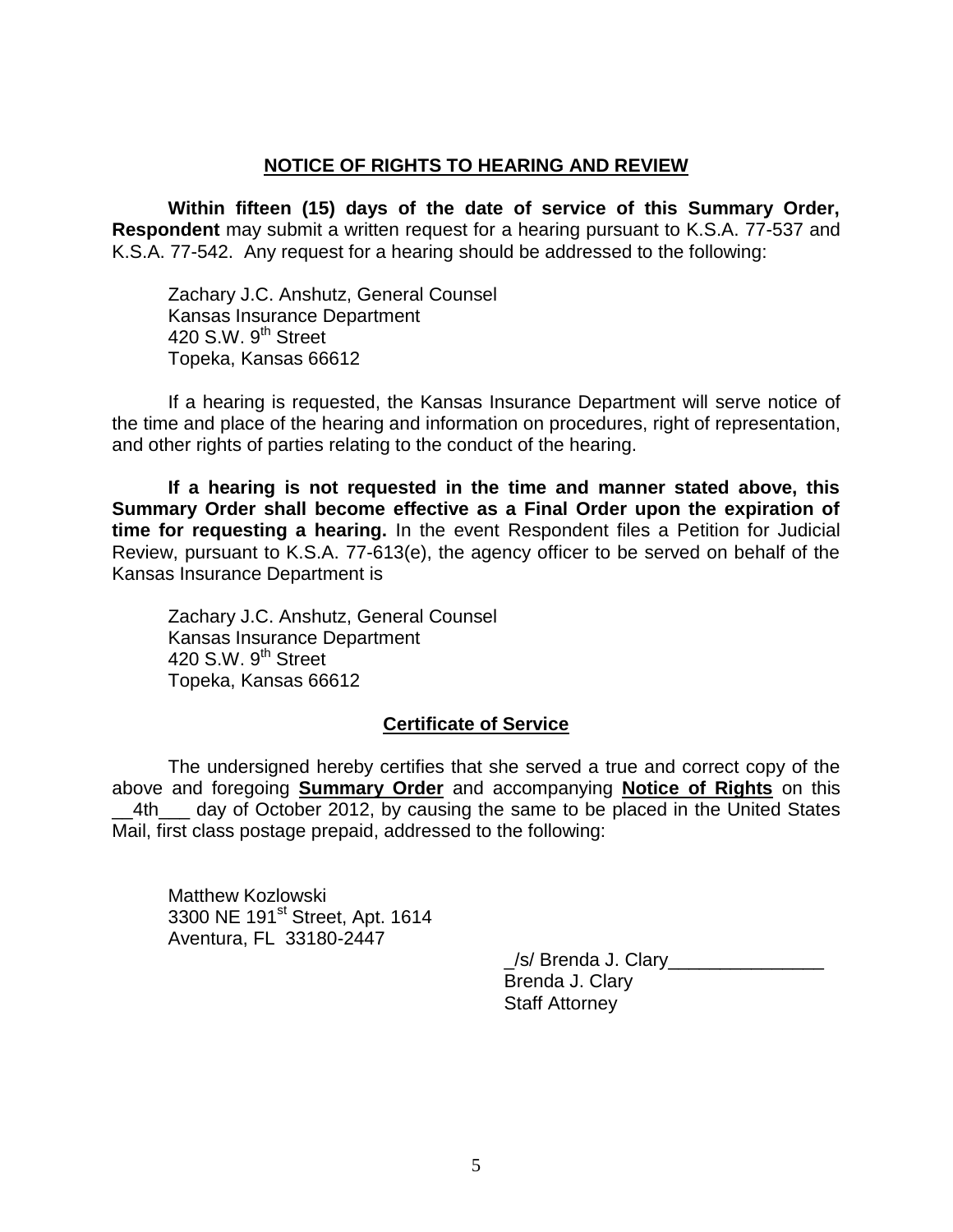## NOTICE OF RIGHTS TO HEARING AND REVIEW

**Within fifteen (15) days of the date of service of this Summary Order, Respondent** may submit a written request for a hearing pursuant to K.S.A. 77-537 and K.S.A. 77-542. Any request for a hearing should be addressed to the following:

Zachary J.C. Anshutz, General Counsel
Kansas Insurance Department
420 S.W. 9th Street
Topeka, Kansas 66612

If a hearing is requested, the Kansas Insurance Department will serve notice of the time and place of the hearing and information on procedures, right of representation, and other rights of parties relating to the conduct of the hearing.

**If a hearing is not requested in the time and manner stated above, this Summary Order shall become effective as a Final Order upon the expiration of time for requesting a hearing.** In the event Respondent files a Petition for Judicial Review, pursuant to K.S.A. 77-613(e), the agency officer to be served on behalf of the Kansas Insurance Department is

Zachary J.C. Anshutz, General Counsel
Kansas Insurance Department
420 S.W. 9th Street
Topeka, Kansas 66612

## Certificate of Service

The undersigned hereby certifies that she served a true and correct copy of the above and foregoing **Summary Order** and accompanying **Notice of Rights** on this __4th___ day of October 2012, by causing the same to be placed in the United States Mail, first class postage prepaid, addressed to the following:

Matthew Kozlowski
3300 NE 191st Street, Apt. 1614
Aventura, FL 33180-2447

_/s/ Brenda J. Clary_______________
Brenda J. Clary
Staff Attorney